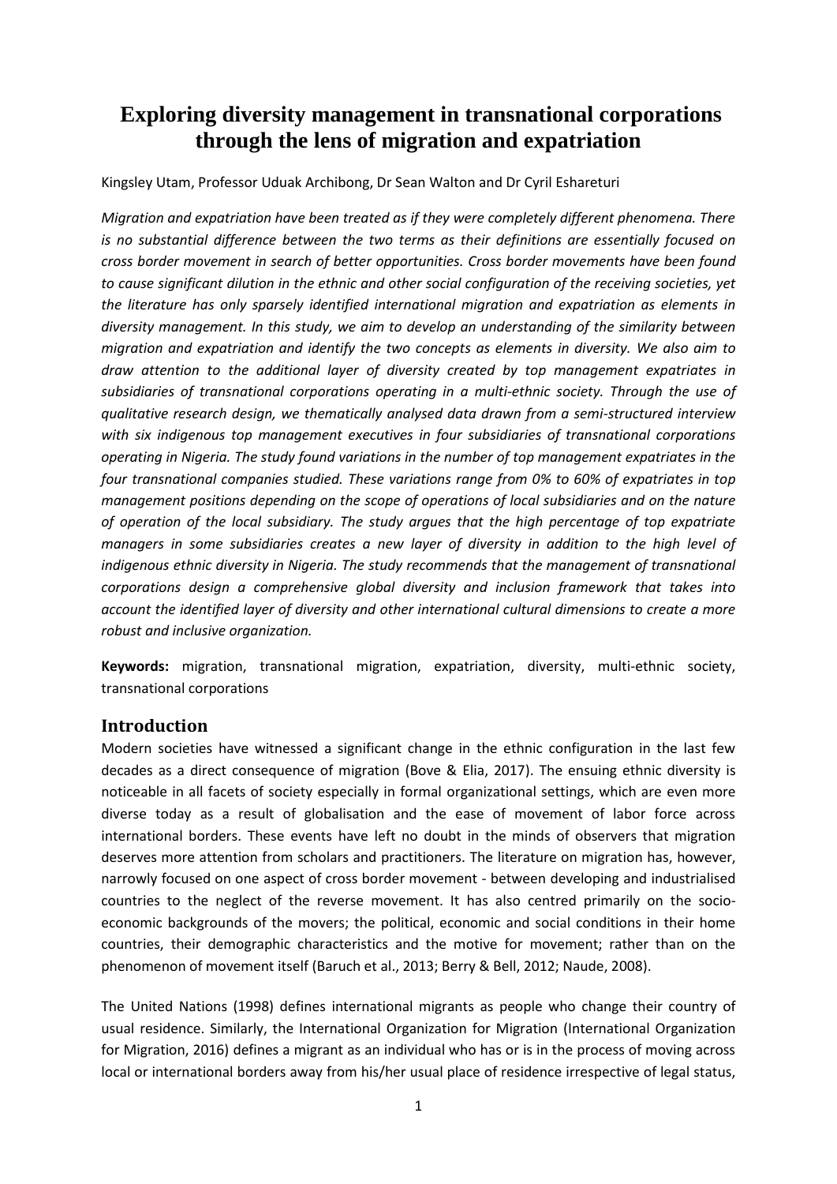# Exploring diversity management in transnational corporations through the lens of migration and expatriation

Kingsley Utam, Professor Uduak Archibong, Dr Sean Walton and Dr Cyril Eshareturi

*Migration and expatriation have been treated as if they were completely different phenomena. There is no substantial difference between the two terms as their definitions are essentially focused on cross border movement in search of better opportunities. Cross border movements have been found to cause significant dilution in the ethnic and other social configuration of the receiving societies, yet the literature has only sparsely identified international migration and expatriation as elements in diversity management. In this study, we aim to develop an understanding of the similarity between migration and expatriation and identify the two concepts as elements in diversity. We also aim to draw attention to the additional layer of diversity created by top management expatriates in subsidiaries of transnational corporations operating in a multi-ethnic society. Through the use of qualitative research design, we thematically analysed data drawn from a semi-structured interview with six indigenous top management executives in four subsidiaries of transnational corporations operating in Nigeria. The study found variations in the number of top management expatriates in the four transnational companies studied. These variations range from 0% to 60% of expatriates in top management positions depending on the scope of operations of local subsidiaries and on the nature of operation of the local subsidiary. The study argues that the high percentage of top expatriate managers in some subsidiaries creates a new layer of diversity in addition to the high level of indigenous ethnic diversity in Nigeria. The study recommends that the management of transnational corporations design a comprehensive global diversity and inclusion framework that takes into account the identified layer of diversity and other international cultural dimensions to create a more robust and inclusive organization.*

**Keywords:** migration, transnational migration, expatriation, diversity, multi-ethnic society, transnational corporations

## Introduction

Modern societies have witnessed a significant change in the ethnic configuration in the last few decades as a direct consequence of migration (Bove & Elia, 2017). The ensuing ethnic diversity is noticeable in all facets of society especially in formal organizational settings, which are even more diverse today as a result of globalisation and the ease of movement of labor force across international borders. These events have left no doubt in the minds of observers that migration deserves more attention from scholars and practitioners. The literature on migration has, however, narrowly focused on one aspect of cross border movement - between developing and industrialised countries to the neglect of the reverse movement. It has also centred primarily on the socio-economic backgrounds of the movers; the political, economic and social conditions in their home countries, their demographic characteristics and the motive for movement; rather than on the phenomenon of movement itself (Baruch et al., 2013; Berry & Bell, 2012; Naude, 2008).

The United Nations (1998) defines international migrants as people who change their country of usual residence. Similarly, the International Organization for Migration (International Organization for Migration, 2016) defines a migrant as an individual who has or is in the process of moving across local or international borders away from his/her usual place of residence irrespective of legal status,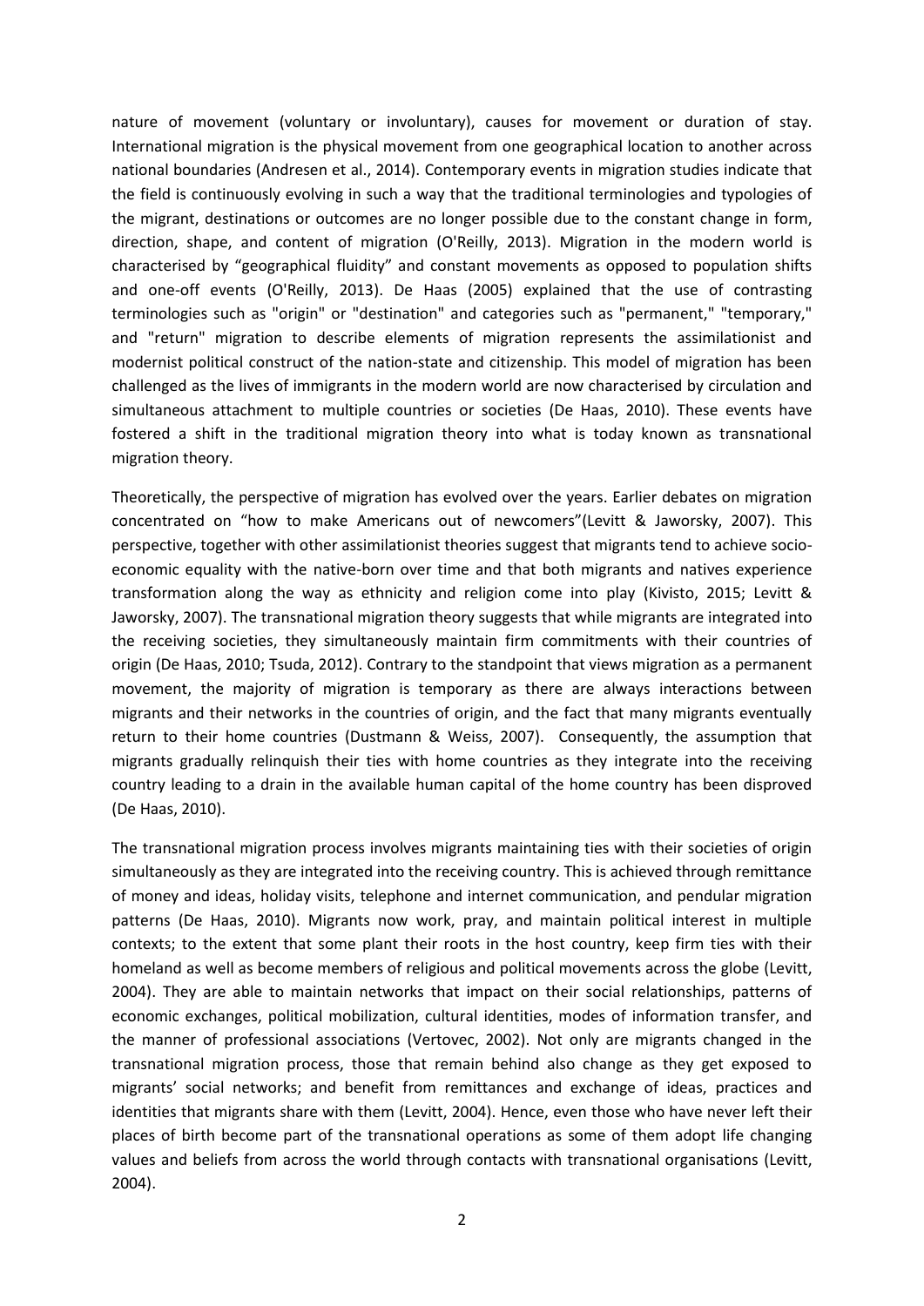nature of movement (voluntary or involuntary), causes for movement or duration of stay. International migration is the physical movement from one geographical location to another across national boundaries (Andresen et al., 2014). Contemporary events in migration studies indicate that the field is continuously evolving in such a way that the traditional terminologies and typologies of the migrant, destinations or outcomes are no longer possible due to the constant change in form, direction, shape, and content of migration (O'Reilly, 2013). Migration in the modern world is characterised by "geographical fluidity" and constant movements as opposed to population shifts and one-off events (O'Reilly, 2013). De Haas (2005) explained that the use of contrasting terminologies such as "origin" or "destination" and categories such as "permanent," "temporary," and "return" migration to describe elements of migration represents the assimilationist and modernist political construct of the nation-state and citizenship. This model of migration has been challenged as the lives of immigrants in the modern world are now characterised by circulation and simultaneous attachment to multiple countries or societies (De Haas, 2010). These events have fostered a shift in the traditional migration theory into what is today known as transnational migration theory.

Theoretically, the perspective of migration has evolved over the years. Earlier debates on migration concentrated on "how to make Americans out of newcomers"(Levitt & Jaworsky, 2007). This perspective, together with other assimilationist theories suggest that migrants tend to achieve socio-economic equality with the native-born over time and that both migrants and natives experience transformation along the way as ethnicity and religion come into play (Kivisto, 2015; Levitt & Jaworsky, 2007). The transnational migration theory suggests that while migrants are integrated into the receiving societies, they simultaneously maintain firm commitments with their countries of origin (De Haas, 2010; Tsuda, 2012). Contrary to the standpoint that views migration as a permanent movement, the majority of migration is temporary as there are always interactions between migrants and their networks in the countries of origin, and the fact that many migrants eventually return to their home countries (Dustmann & Weiss, 2007). Consequently, the assumption that migrants gradually relinquish their ties with home countries as they integrate into the receiving country leading to a drain in the available human capital of the home country has been disproved (De Haas, 2010).

The transnational migration process involves migrants maintaining ties with their societies of origin simultaneously as they are integrated into the receiving country. This is achieved through remittance of money and ideas, holiday visits, telephone and internet communication, and pendular migration patterns (De Haas, 2010). Migrants now work, pray, and maintain political interest in multiple contexts; to the extent that some plant their roots in the host country, keep firm ties with their homeland as well as become members of religious and political movements across the globe (Levitt, 2004). They are able to maintain networks that impact on their social relationships, patterns of economic exchanges, political mobilization, cultural identities, modes of information transfer, and the manner of professional associations (Vertovec, 2002). Not only are migrants changed in the transnational migration process, those that remain behind also change as they get exposed to migrants' social networks; and benefit from remittances and exchange of ideas, practices and identities that migrants share with them (Levitt, 2004). Hence, even those who have never left their places of birth become part of the transnational operations as some of them adopt life changing values and beliefs from across the world through contacts with transnational organisations (Levitt, 2004).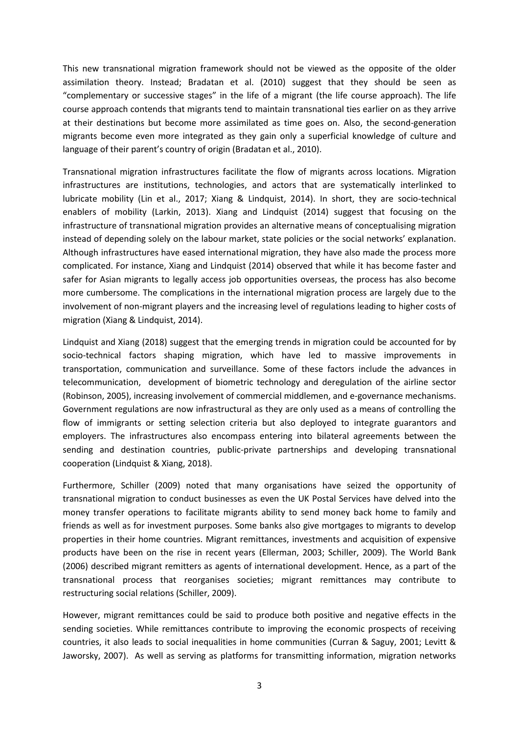This new transnational migration framework should not be viewed as the opposite of the older assimilation theory. Instead; Bradatan et al. (2010) suggest that they should be seen as "complementary or successive stages" in the life of a migrant (the life course approach). The life course approach contends that migrants tend to maintain transnational ties earlier on as they arrive at their destinations but become more assimilated as time goes on. Also, the second-generation migrants become even more integrated as they gain only a superficial knowledge of culture and language of their parent's country of origin (Bradatan et al., 2010).

Transnational migration infrastructures facilitate the flow of migrants across locations. Migration infrastructures are institutions, technologies, and actors that are systematically interlinked to lubricate mobility (Lin et al., 2017; Xiang & Lindquist, 2014). In short, they are socio-technical enablers of mobility (Larkin, 2013). Xiang and Lindquist (2014) suggest that focusing on the infrastructure of transnational migration provides an alternative means of conceptualising migration instead of depending solely on the labour market, state policies or the social networks' explanation. Although infrastructures have eased international migration, they have also made the process more complicated. For instance, Xiang and Lindquist (2014) observed that while it has become faster and safer for Asian migrants to legally access job opportunities overseas, the process has also become more cumbersome. The complications in the international migration process are largely due to the involvement of non-migrant players and the increasing level of regulations leading to higher costs of migration (Xiang & Lindquist, 2014).

Lindquist and Xiang (2018) suggest that the emerging trends in migration could be accounted for by socio-technical factors shaping migration, which have led to massive improvements in transportation, communication and surveillance. Some of these factors include the advances in telecommunication, development of biometric technology and deregulation of the airline sector (Robinson, 2005), increasing involvement of commercial middlemen, and e-governance mechanisms. Government regulations are now infrastructural as they are only used as a means of controlling the flow of immigrants or setting selection criteria but also deployed to integrate guarantors and employers. The infrastructures also encompass entering into bilateral agreements between the sending and destination countries, public-private partnerships and developing transnational cooperation (Lindquist & Xiang, 2018).

Furthermore, Schiller (2009) noted that many organisations have seized the opportunity of transnational migration to conduct businesses as even the UK Postal Services have delved into the money transfer operations to facilitate migrants ability to send money back home to family and friends as well as for investment purposes. Some banks also give mortgages to migrants to develop properties in their home countries. Migrant remittances, investments and acquisition of expensive products have been on the rise in recent years (Ellerman, 2003; Schiller, 2009). The World Bank (2006) described migrant remitters as agents of international development. Hence, as a part of the transnational process that reorganises societies; migrant remittances may contribute to restructuring social relations (Schiller, 2009).

However, migrant remittances could be said to produce both positive and negative effects in the sending societies. While remittances contribute to improving the economic prospects of receiving countries, it also leads to social inequalities in home communities (Curran & Saguy, 2001; Levitt & Jaworsky, 2007). As well as serving as platforms for transmitting information, migration networks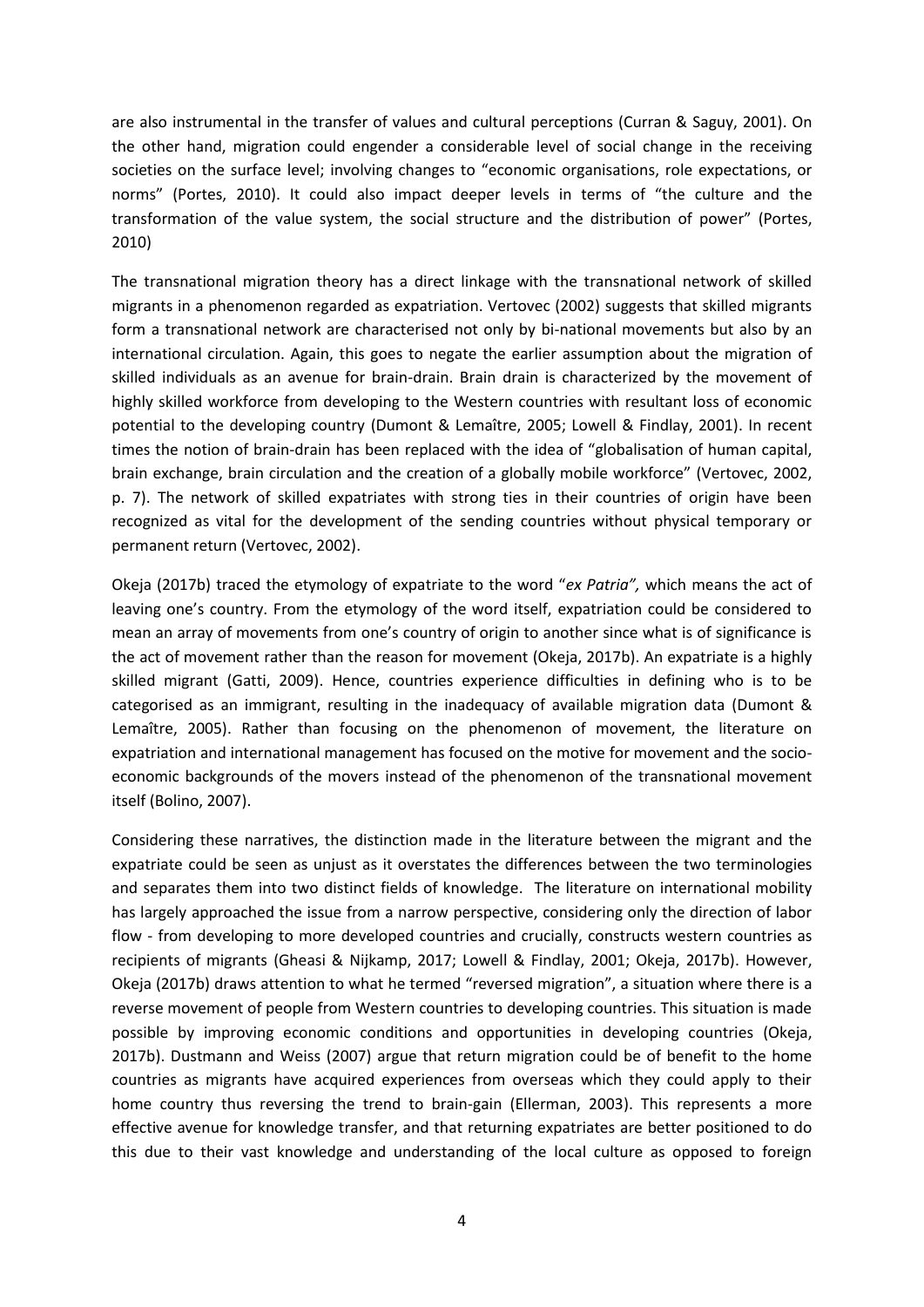are also instrumental in the transfer of values and cultural perceptions (Curran & Saguy, 2001). On the other hand, migration could engender a considerable level of social change in the receiving societies on the surface level; involving changes to "economic organisations, role expectations, or norms" (Portes, 2010). It could also impact deeper levels in terms of "the culture and the transformation of the value system, the social structure and the distribution of power" (Portes, 2010)

The transnational migration theory has a direct linkage with the transnational network of skilled migrants in a phenomenon regarded as expatriation. Vertovec (2002) suggests that skilled migrants form a transnational network are characterised not only by bi-national movements but also by an international circulation. Again, this goes to negate the earlier assumption about the migration of skilled individuals as an avenue for brain-drain. Brain drain is characterized by the movement of highly skilled workforce from developing to the Western countries with resultant loss of economic potential to the developing country (Dumont & Lemaître, 2005; Lowell & Findlay, 2001). In recent times the notion of brain-drain has been replaced with the idea of "globalisation of human capital, brain exchange, brain circulation and the creation of a globally mobile workforce" (Vertovec, 2002, p. 7). The network of skilled expatriates with strong ties in their countries of origin have been recognized as vital for the development of the sending countries without physical temporary or permanent return (Vertovec, 2002).

Okeja (2017b) traced the etymology of expatriate to the word "*ex Patria",* which means the act of leaving one's country. From the etymology of the word itself, expatriation could be considered to mean an array of movements from one's country of origin to another since what is of significance is the act of movement rather than the reason for movement (Okeja, 2017b). An expatriate is a highly skilled migrant (Gatti, 2009). Hence, countries experience difficulties in defining who is to be categorised as an immigrant, resulting in the inadequacy of available migration data (Dumont & Lemaître, 2005). Rather than focusing on the phenomenon of movement, the literature on expatriation and international management has focused on the motive for movement and the socio-economic backgrounds of the movers instead of the phenomenon of the transnational movement itself (Bolino, 2007).

Considering these narratives, the distinction made in the literature between the migrant and the expatriate could be seen as unjust as it overstates the differences between the two terminologies and separates them into two distinct fields of knowledge. The literature on international mobility has largely approached the issue from a narrow perspective, considering only the direction of labor flow - from developing to more developed countries and crucially, constructs western countries as recipients of migrants (Gheasi & Nijkamp, 2017; Lowell & Findlay, 2001; Okeja, 2017b). However, Okeja (2017b) draws attention to what he termed "reversed migration", a situation where there is a reverse movement of people from Western countries to developing countries. This situation is made possible by improving economic conditions and opportunities in developing countries (Okeja, 2017b). Dustmann and Weiss (2007) argue that return migration could be of benefit to the home countries as migrants have acquired experiences from overseas which they could apply to their home country thus reversing the trend to brain-gain (Ellerman, 2003). This represents a more effective avenue for knowledge transfer, and that returning expatriates are better positioned to do this due to their vast knowledge and understanding of the local culture as opposed to foreign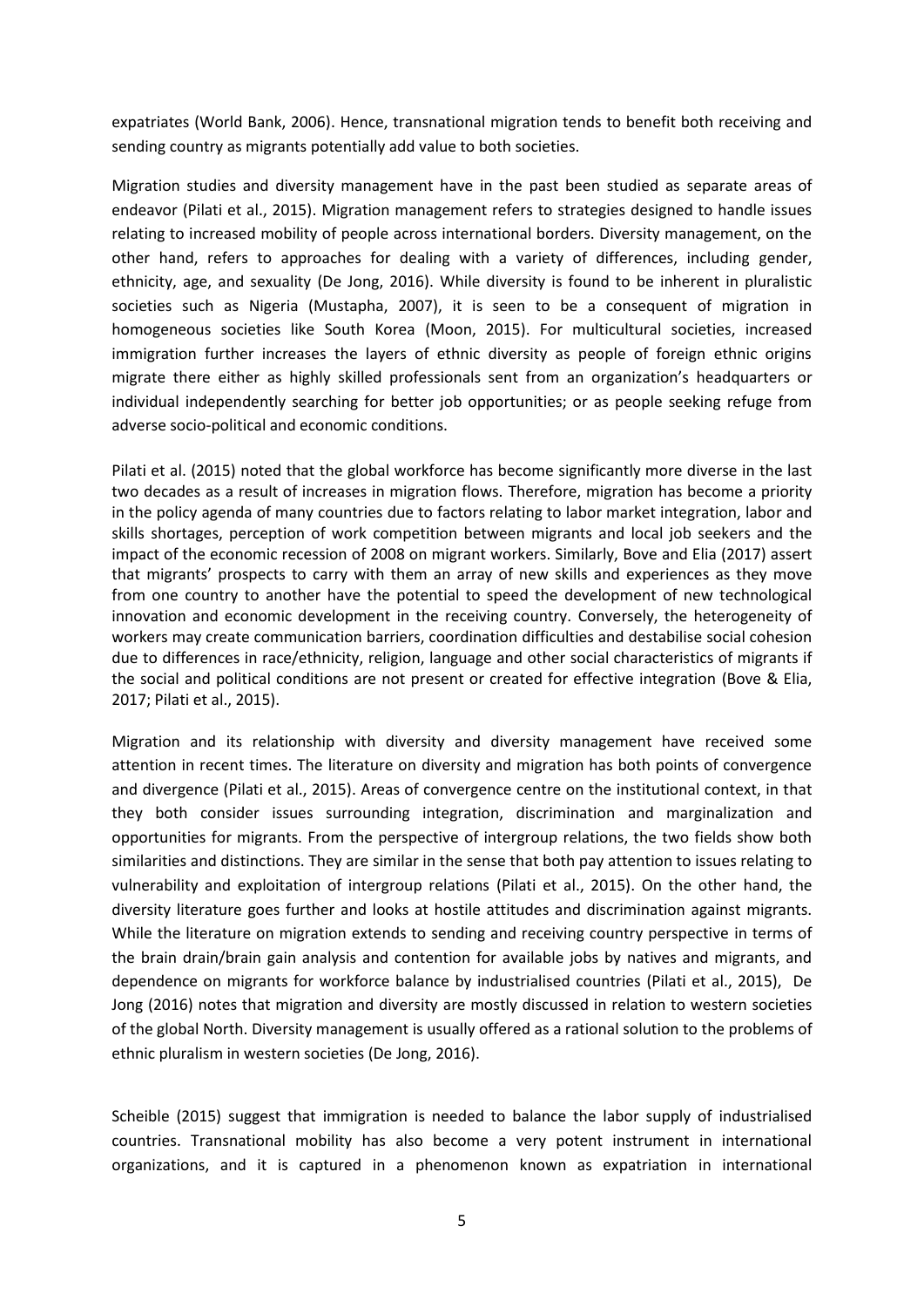expatriates (World Bank, 2006). Hence, transnational migration tends to benefit both receiving and sending country as migrants potentially add value to both societies.

Migration studies and diversity management have in the past been studied as separate areas of endeavor (Pilati et al., 2015). Migration management refers to strategies designed to handle issues relating to increased mobility of people across international borders. Diversity management, on the other hand, refers to approaches for dealing with a variety of differences, including gender, ethnicity, age, and sexuality (De Jong, 2016). While diversity is found to be inherent in pluralistic societies such as Nigeria (Mustapha, 2007), it is seen to be a consequent of migration in homogeneous societies like South Korea (Moon, 2015). For multicultural societies, increased immigration further increases the layers of ethnic diversity as people of foreign ethnic origins migrate there either as highly skilled professionals sent from an organization's headquarters or individual independently searching for better job opportunities; or as people seeking refuge from adverse socio-political and economic conditions.

Pilati et al. (2015) noted that the global workforce has become significantly more diverse in the last two decades as a result of increases in migration flows. Therefore, migration has become a priority in the policy agenda of many countries due to factors relating to labor market integration, labor and skills shortages, perception of work competition between migrants and local job seekers and the impact of the economic recession of 2008 on migrant workers. Similarly, Bove and Elia (2017) assert that migrants' prospects to carry with them an array of new skills and experiences as they move from one country to another have the potential to speed the development of new technological innovation and economic development in the receiving country. Conversely, the heterogeneity of workers may create communication barriers, coordination difficulties and destabilise social cohesion due to differences in race/ethnicity, religion, language and other social characteristics of migrants if the social and political conditions are not present or created for effective integration (Bove & Elia, 2017; Pilati et al., 2015).

Migration and its relationship with diversity and diversity management have received some attention in recent times. The literature on diversity and migration has both points of convergence and divergence (Pilati et al., 2015). Areas of convergence centre on the institutional context, in that they both consider issues surrounding integration, discrimination and marginalization and opportunities for migrants. From the perspective of intergroup relations, the two fields show both similarities and distinctions. They are similar in the sense that both pay attention to issues relating to vulnerability and exploitation of intergroup relations (Pilati et al., 2015). On the other hand, the diversity literature goes further and looks at hostile attitudes and discrimination against migrants. While the literature on migration extends to sending and receiving country perspective in terms of the brain drain/brain gain analysis and contention for available jobs by natives and migrants, and dependence on migrants for workforce balance by industrialised countries (Pilati et al., 2015), De Jong (2016) notes that migration and diversity are mostly discussed in relation to western societies of the global North. Diversity management is usually offered as a rational solution to the problems of ethnic pluralism in western societies (De Jong, 2016).

Scheible (2015) suggest that immigration is needed to balance the labor supply of industrialised countries. Transnational mobility has also become a very potent instrument in international organizations, and it is captured in a phenomenon known as expatriation in international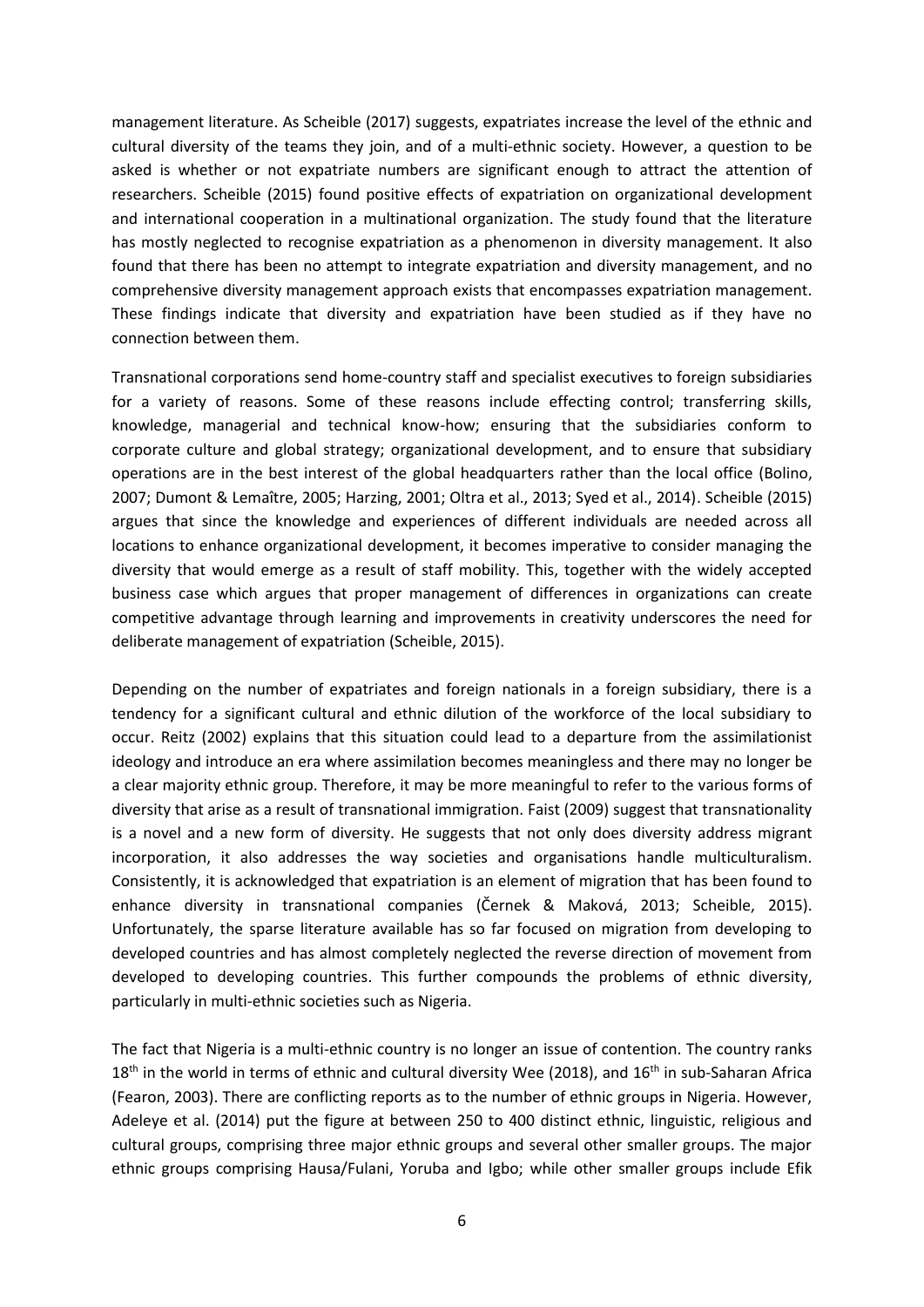management literature. As Scheible (2017) suggests, expatriates increase the level of the ethnic and cultural diversity of the teams they join, and of a multi-ethnic society. However, a question to be asked is whether or not expatriate numbers are significant enough to attract the attention of researchers. Scheible (2015) found positive effects of expatriation on organizational development and international cooperation in a multinational organization. The study found that the literature has mostly neglected to recognise expatriation as a phenomenon in diversity management. It also found that there has been no attempt to integrate expatriation and diversity management, and no comprehensive diversity management approach exists that encompasses expatriation management. These findings indicate that diversity and expatriation have been studied as if they have no connection between them.

Transnational corporations send home-country staff and specialist executives to foreign subsidiaries for a variety of reasons. Some of these reasons include effecting control; transferring skills, knowledge, managerial and technical know-how; ensuring that the subsidiaries conform to corporate culture and global strategy; organizational development, and to ensure that subsidiary operations are in the best interest of the global headquarters rather than the local office (Bolino, 2007; Dumont & Lemaître, 2005; Harzing, 2001; Oltra et al., 2013; Syed et al., 2014). Scheible (2015) argues that since the knowledge and experiences of different individuals are needed across all locations to enhance organizational development, it becomes imperative to consider managing the diversity that would emerge as a result of staff mobility. This, together with the widely accepted business case which argues that proper management of differences in organizations can create competitive advantage through learning and improvements in creativity underscores the need for deliberate management of expatriation (Scheible, 2015).

Depending on the number of expatriates and foreign nationals in a foreign subsidiary, there is a tendency for a significant cultural and ethnic dilution of the workforce of the local subsidiary to occur. Reitz (2002) explains that this situation could lead to a departure from the assimilationist ideology and introduce an era where assimilation becomes meaningless and there may no longer be a clear majority ethnic group. Therefore, it may be more meaningful to refer to the various forms of diversity that arise as a result of transnational immigration. Faist (2009) suggest that transnationality is a novel and a new form of diversity. He suggests that not only does diversity address migrant incorporation, it also addresses the way societies and organisations handle multiculturalism. Consistently, it is acknowledged that expatriation is an element of migration that has been found to enhance diversity in transnational companies (Černek & Maková, 2013; Scheible, 2015). Unfortunately, the sparse literature available has so far focused on migration from developing to developed countries and has almost completely neglected the reverse direction of movement from developed to developing countries. This further compounds the problems of ethnic diversity, particularly in multi-ethnic societies such as Nigeria.

The fact that Nigeria is a multi-ethnic country is no longer an issue of contention. The country ranks 18th in the world in terms of ethnic and cultural diversity Wee (2018), and 16th in sub-Saharan Africa (Fearon, 2003). There are conflicting reports as to the number of ethnic groups in Nigeria. However, Adeleye et al. (2014) put the figure at between 250 to 400 distinct ethnic, linguistic, religious and cultural groups, comprising three major ethnic groups and several other smaller groups. The major ethnic groups comprising Hausa/Fulani, Yoruba and Igbo; while other smaller groups include Efik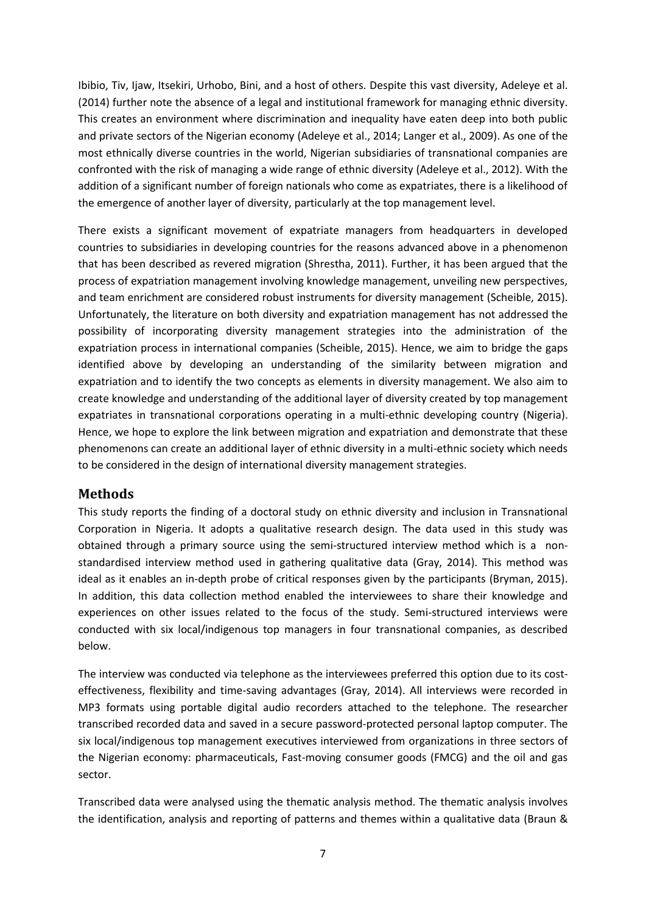Ibibio, Tiv, Ijaw, Itsekiri, Urhobo, Bini, and a host of others. Despite this vast diversity, Adeleye et al. (2014) further note the absence of a legal and institutional framework for managing ethnic diversity. This creates an environment where discrimination and inequality have eaten deep into both public and private sectors of the Nigerian economy (Adeleye et al., 2014; Langer et al., 2009). As one of the most ethnically diverse countries in the world, Nigerian subsidiaries of transnational companies are confronted with the risk of managing a wide range of ethnic diversity (Adeleye et al., 2012). With the addition of a significant number of foreign nationals who come as expatriates, there is a likelihood of the emergence of another layer of diversity, particularly at the top management level.

There exists a significant movement of expatriate managers from headquarters in developed countries to subsidiaries in developing countries for the reasons advanced above in a phenomenon that has been described as revered migration (Shrestha, 2011). Further, it has been argued that the process of expatriation management involving knowledge management, unveiling new perspectives, and team enrichment are considered robust instruments for diversity management (Scheible, 2015). Unfortunately, the literature on both diversity and expatriation management has not addressed the possibility of incorporating diversity management strategies into the administration of the expatriation process in international companies (Scheible, 2015). Hence, we aim to bridge the gaps identified above by developing an understanding of the similarity between migration and expatriation and to identify the two concepts as elements in diversity management. We also aim to create knowledge and understanding of the additional layer of diversity created by top management expatriates in transnational corporations operating in a multi-ethnic developing country (Nigeria). Hence, we hope to explore the link between migration and expatriation and demonstrate that these phenomenons can create an additional layer of ethnic diversity in a multi-ethnic society which needs to be considered in the design of international diversity management strategies.

## Methods

This study reports the finding of a doctoral study on ethnic diversity and inclusion in Transnational Corporation in Nigeria. It adopts a qualitative research design. The data used in this study was obtained through a primary source using the semi-structured interview method which is a non-standardised interview method used in gathering qualitative data (Gray, 2014). This method was ideal as it enables an in-depth probe of critical responses given by the participants (Bryman, 2015). In addition, this data collection method enabled the interviewees to share their knowledge and experiences on other issues related to the focus of the study. Semi-structured interviews were conducted with six local/indigenous top managers in four transnational companies, as described below.

The interview was conducted via telephone as the interviewees preferred this option due to its cost-effectiveness, flexibility and time-saving advantages (Gray, 2014). All interviews were recorded in MP3 formats using portable digital audio recorders attached to the telephone. The researcher transcribed recorded data and saved in a secure password-protected personal laptop computer. The six local/indigenous top management executives interviewed from organizations in three sectors of the Nigerian economy: pharmaceuticals, Fast-moving consumer goods (FMCG) and the oil and gas sector.

Transcribed data were analysed using the thematic analysis method. The thematic analysis involves the identification, analysis and reporting of patterns and themes within a qualitative data (Braun &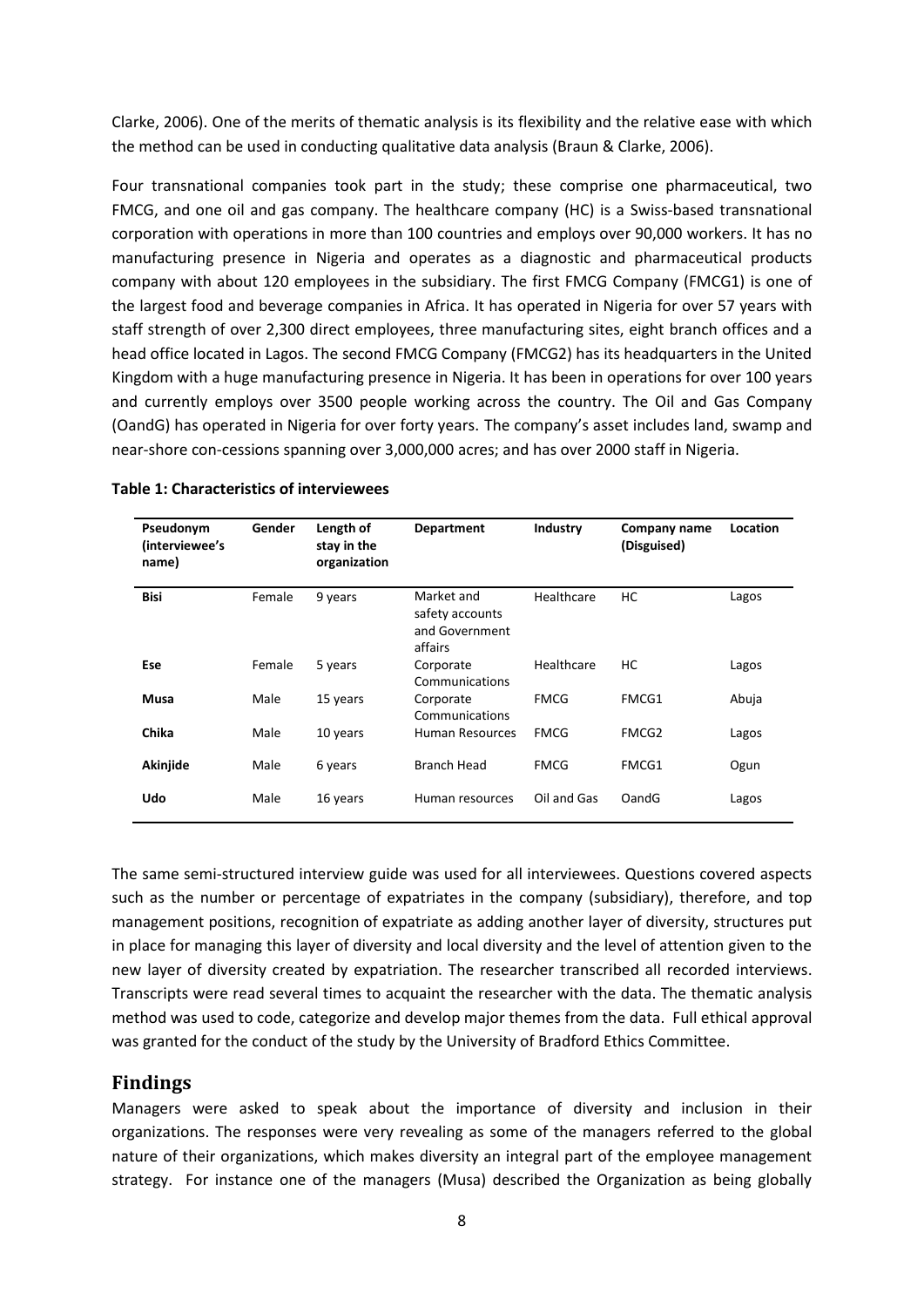Clarke, 2006). One of the merits of thematic analysis is its flexibility and the relative ease with which the method can be used in conducting qualitative data analysis (Braun & Clarke, 2006).

Four transnational companies took part in the study; these comprise one pharmaceutical, two FMCG, and one oil and gas company. The healthcare company (HC) is a Swiss-based transnational corporation with operations in more than 100 countries and employs over 90,000 workers. It has no manufacturing presence in Nigeria and operates as a diagnostic and pharmaceutical products company with about 120 employees in the subsidiary. The first FMCG Company (FMCG1) is one of the largest food and beverage companies in Africa. It has operated in Nigeria for over 57 years with staff strength of over 2,300 direct employees, three manufacturing sites, eight branch offices and a head office located in Lagos. The second FMCG Company (FMCG2) has its headquarters in the United Kingdom with a huge manufacturing presence in Nigeria. It has been in operations for over 100 years and currently employs over 3500 people working across the country. The Oil and Gas Company (OandG) has operated in Nigeria for over forty years. The company's asset includes land, swamp and near-shore con-cessions spanning over 3,000,000 acres; and has over 2000 staff in Nigeria.

**Table 1: Characteristics of interviewees**

| Pseudonym (interviewee's name) | Gender | Length of stay in the organization | Department | Industry | Company name (Disguised) | Location |
|---|---|---|---|---|---|---|
| **Bisi** | Female | 9 years | Market and safety accounts and Government affairs | Healthcare | HC | Lagos |
| **Ese** | Female | 5 years | Corporate Communications | Healthcare | HC | Lagos |
| **Musa** | Male | 15 years | Corporate Communications | FMCG | FMCG1 | Abuja |
| **Chika** | Male | 10 years | Human Resources | FMCG | FMCG2 | Lagos |
| **Akinjide** | Male | 6 years | Branch Head | FMCG | FMCG1 | Ogun |
| **Udo** | Male | 16 years | Human resources | Oil and Gas | OandG | Lagos |

The same semi-structured interview guide was used for all interviewees. Questions covered aspects such as the number or percentage of expatriates in the company (subsidiary), therefore, and top management positions, recognition of expatriate as adding another layer of diversity, structures put in place for managing this layer of diversity and local diversity and the level of attention given to the new layer of diversity created by expatriation. The researcher transcribed all recorded interviews. Transcripts were read several times to acquaint the researcher with the data. The thematic analysis method was used to code, categorize and develop major themes from the data. Full ethical approval was granted for the conduct of the study by the University of Bradford Ethics Committee.

## Findings

Managers were asked to speak about the importance of diversity and inclusion in their organizations. The responses were very revealing as some of the managers referred to the global nature of their organizations, which makes diversity an integral part of the employee management strategy. For instance one of the managers (Musa) described the Organization as being globally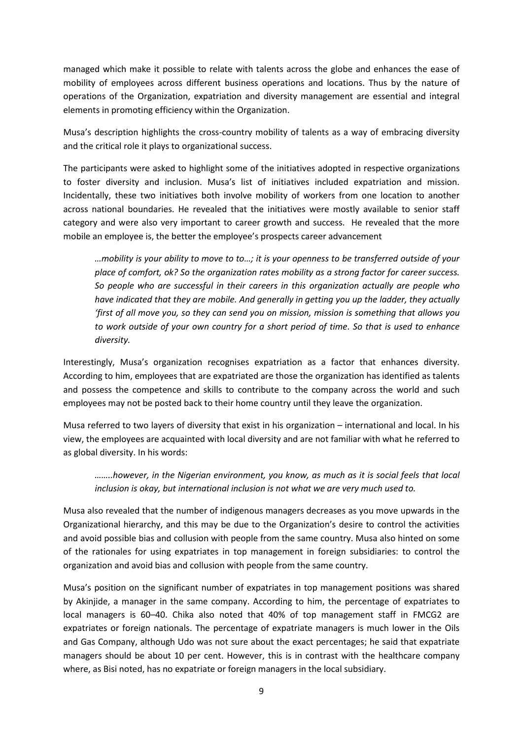managed which make it possible to relate with talents across the globe and enhances the ease of mobility of employees across different business operations and locations. Thus by the nature of operations of the Organization, expatriation and diversity management are essential and integral elements in promoting efficiency within the Organization.

Musa's description highlights the cross-country mobility of talents as a way of embracing diversity and the critical role it plays to organizational success.

The participants were asked to highlight some of the initiatives adopted in respective organizations to foster diversity and inclusion. Musa's list of initiatives included expatriation and mission. Incidentally, these two initiatives both involve mobility of workers from one location to another across national boundaries. He revealed that the initiatives were mostly available to senior staff category and were also very important to career growth and success. He revealed that the more mobile an employee is, the better the employee's prospects career advancement

> *…mobility is your ability to move to to…; it is your openness to be transferred outside of your place of comfort, ok? So the organization rates mobility as a strong factor for career success. So people who are successful in their careers in this organization actually are people who have indicated that they are mobile. And generally in getting you up the ladder, they actually 'first of all move you, so they can send you on mission, mission is something that allows you to work outside of your own country for a short period of time. So that is used to enhance diversity.*

Interestingly, Musa's organization recognises expatriation as a factor that enhances diversity. According to him, employees that are expatriated are those the organization has identified as talents and possess the competence and skills to contribute to the company across the world and such employees may not be posted back to their home country until they leave the organization.

Musa referred to two layers of diversity that exist in his organization – international and local. In his view, the employees are acquainted with local diversity and are not familiar with what he referred to as global diversity. In his words:

> *……..however, in the Nigerian environment, you know, as much as it is social feels that local inclusion is okay, but international inclusion is not what we are very much used to.*

Musa also revealed that the number of indigenous managers decreases as you move upwards in the Organizational hierarchy, and this may be due to the Organization's desire to control the activities and avoid possible bias and collusion with people from the same country. Musa also hinted on some of the rationales for using expatriates in top management in foreign subsidiaries: to control the organization and avoid bias and collusion with people from the same country.

Musa's position on the significant number of expatriates in top management positions was shared by Akinjide, a manager in the same company. According to him, the percentage of expatriates to local managers is 60–40. Chika also noted that 40% of top management staff in FMCG2 are expatriates or foreign nationals. The percentage of expatriate managers is much lower in the Oils and Gas Company, although Udo was not sure about the exact percentages; he said that expatriate managers should be about 10 per cent. However, this is in contrast with the healthcare company where, as Bisi noted, has no expatriate or foreign managers in the local subsidiary.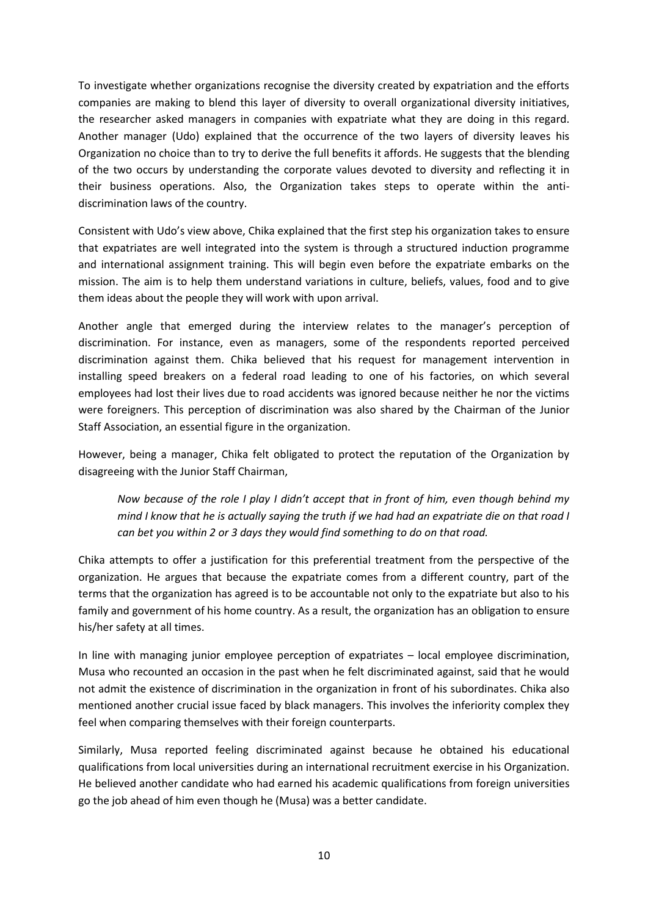To investigate whether organizations recognise the diversity created by expatriation and the efforts companies are making to blend this layer of diversity to overall organizational diversity initiatives, the researcher asked managers in companies with expatriate what they are doing in this regard. Another manager (Udo) explained that the occurrence of the two layers of diversity leaves his Organization no choice than to try to derive the full benefits it affords. He suggests that the blending of the two occurs by understanding the corporate values devoted to diversity and reflecting it in their business operations. Also, the Organization takes steps to operate within the anti-discrimination laws of the country.

Consistent with Udo's view above, Chika explained that the first step his organization takes to ensure that expatriates are well integrated into the system is through a structured induction programme and international assignment training. This will begin even before the expatriate embarks on the mission. The aim is to help them understand variations in culture, beliefs, values, food and to give them ideas about the people they will work with upon arrival.

Another angle that emerged during the interview relates to the manager's perception of discrimination. For instance, even as managers, some of the respondents reported perceived discrimination against them. Chika believed that his request for management intervention in installing speed breakers on a federal road leading to one of his factories, on which several employees had lost their lives due to road accidents was ignored because neither he nor the victims were foreigners. This perception of discrimination was also shared by the Chairman of the Junior Staff Association, an essential figure in the organization.

However, being a manager, Chika felt obligated to protect the reputation of the Organization by disagreeing with the Junior Staff Chairman,

> *Now because of the role I play I didn't accept that in front of him, even though behind my mind I know that he is actually saying the truth if we had had an expatriate die on that road I can bet you within 2 or 3 days they would find something to do on that road.*

Chika attempts to offer a justification for this preferential treatment from the perspective of the organization. He argues that because the expatriate comes from a different country, part of the terms that the organization has agreed is to be accountable not only to the expatriate but also to his family and government of his home country. As a result, the organization has an obligation to ensure his/her safety at all times.

In line with managing junior employee perception of expatriates – local employee discrimination, Musa who recounted an occasion in the past when he felt discriminated against, said that he would not admit the existence of discrimination in the organization in front of his subordinates. Chika also mentioned another crucial issue faced by black managers. This involves the inferiority complex they feel when comparing themselves with their foreign counterparts.

Similarly, Musa reported feeling discriminated against because he obtained his educational qualifications from local universities during an international recruitment exercise in his Organization. He believed another candidate who had earned his academic qualifications from foreign universities go the job ahead of him even though he (Musa) was a better candidate.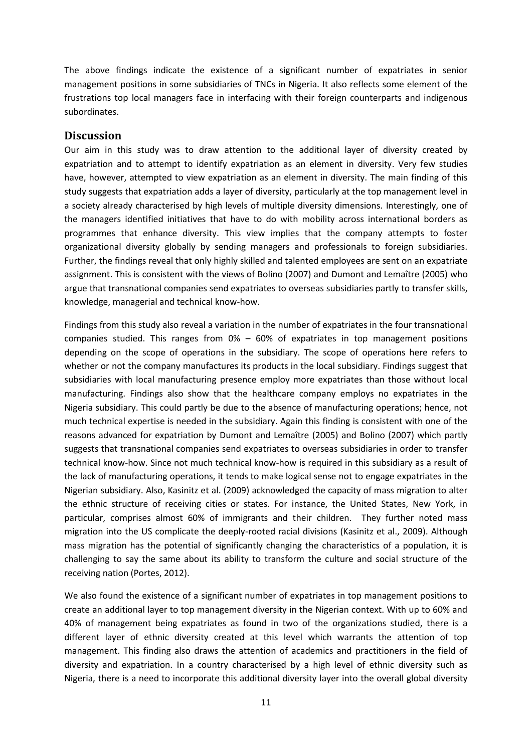The above findings indicate the existence of a significant number of expatriates in senior management positions in some subsidiaries of TNCs in Nigeria. It also reflects some element of the frustrations top local managers face in interfacing with their foreign counterparts and indigenous subordinates.

## Discussion

Our aim in this study was to draw attention to the additional layer of diversity created by expatriation and to attempt to identify expatriation as an element in diversity. Very few studies have, however, attempted to view expatriation as an element in diversity. The main finding of this study suggests that expatriation adds a layer of diversity, particularly at the top management level in a society already characterised by high levels of multiple diversity dimensions. Interestingly, one of the managers identified initiatives that have to do with mobility across international borders as programmes that enhance diversity. This view implies that the company attempts to foster organizational diversity globally by sending managers and professionals to foreign subsidiaries. Further, the findings reveal that only highly skilled and talented employees are sent on an expatriate assignment. This is consistent with the views of Bolino (2007) and Dumont and Lemaître (2005) who argue that transnational companies send expatriates to overseas subsidiaries partly to transfer skills, knowledge, managerial and technical know-how.

Findings from this study also reveal a variation in the number of expatriates in the four transnational companies studied. This ranges from 0% – 60% of expatriates in top management positions depending on the scope of operations in the subsidiary. The scope of operations here refers to whether or not the company manufactures its products in the local subsidiary. Findings suggest that subsidiaries with local manufacturing presence employ more expatriates than those without local manufacturing. Findings also show that the healthcare company employs no expatriates in the Nigeria subsidiary. This could partly be due to the absence of manufacturing operations; hence, not much technical expertise is needed in the subsidiary. Again this finding is consistent with one of the reasons advanced for expatriation by Dumont and Lemaître (2005) and Bolino (2007) which partly suggests that transnational companies send expatriates to overseas subsidiaries in order to transfer technical know-how. Since not much technical know-how is required in this subsidiary as a result of the lack of manufacturing operations, it tends to make logical sense not to engage expatriates in the Nigerian subsidiary. Also, Kasinitz et al. (2009) acknowledged the capacity of mass migration to alter the ethnic structure of receiving cities or states. For instance, the United States, New York, in particular, comprises almost 60% of immigrants and their children. They further noted mass migration into the US complicate the deeply-rooted racial divisions (Kasinitz et al., 2009). Although mass migration has the potential of significantly changing the characteristics of a population, it is challenging to say the same about its ability to transform the culture and social structure of the receiving nation (Portes, 2012).

We also found the existence of a significant number of expatriates in top management positions to create an additional layer to top management diversity in the Nigerian context. With up to 60% and 40% of management being expatriates as found in two of the organizations studied, there is a different layer of ethnic diversity created at this level which warrants the attention of top management. This finding also draws the attention of academics and practitioners in the field of diversity and expatriation. In a country characterised by a high level of ethnic diversity such as Nigeria, there is a need to incorporate this additional diversity layer into the overall global diversity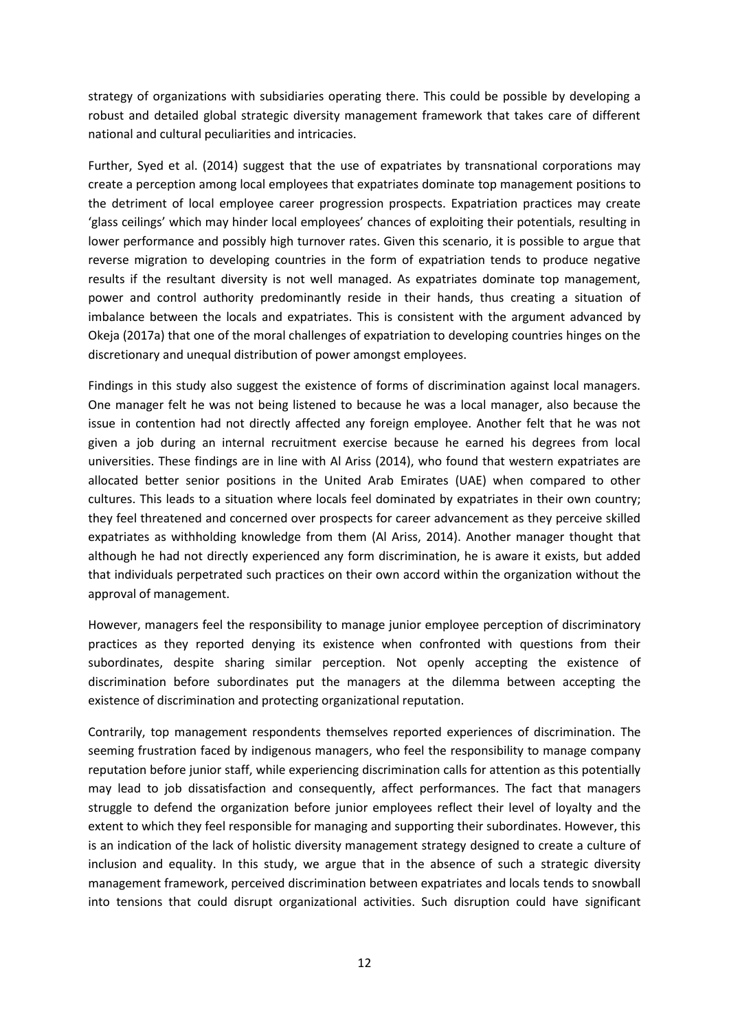strategy of organizations with subsidiaries operating there. This could be possible by developing a robust and detailed global strategic diversity management framework that takes care of different national and cultural peculiarities and intricacies.

Further, Syed et al. (2014) suggest that the use of expatriates by transnational corporations may create a perception among local employees that expatriates dominate top management positions to the detriment of local employee career progression prospects. Expatriation practices may create 'glass ceilings' which may hinder local employees' chances of exploiting their potentials, resulting in lower performance and possibly high turnover rates. Given this scenario, it is possible to argue that reverse migration to developing countries in the form of expatriation tends to produce negative results if the resultant diversity is not well managed. As expatriates dominate top management, power and control authority predominantly reside in their hands, thus creating a situation of imbalance between the locals and expatriates. This is consistent with the argument advanced by Okeja (2017a) that one of the moral challenges of expatriation to developing countries hinges on the discretionary and unequal distribution of power amongst employees.

Findings in this study also suggest the existence of forms of discrimination against local managers. One manager felt he was not being listened to because he was a local manager, also because the issue in contention had not directly affected any foreign employee. Another felt that he was not given a job during an internal recruitment exercise because he earned his degrees from local universities. These findings are in line with Al Ariss (2014), who found that western expatriates are allocated better senior positions in the United Arab Emirates (UAE) when compared to other cultures. This leads to a situation where locals feel dominated by expatriates in their own country; they feel threatened and concerned over prospects for career advancement as they perceive skilled expatriates as withholding knowledge from them (Al Ariss, 2014). Another manager thought that although he had not directly experienced any form discrimination, he is aware it exists, but added that individuals perpetrated such practices on their own accord within the organization without the approval of management.

However, managers feel the responsibility to manage junior employee perception of discriminatory practices as they reported denying its existence when confronted with questions from their subordinates, despite sharing similar perception. Not openly accepting the existence of discrimination before subordinates put the managers at the dilemma between accepting the existence of discrimination and protecting organizational reputation.

Contrarily, top management respondents themselves reported experiences of discrimination. The seeming frustration faced by indigenous managers, who feel the responsibility to manage company reputation before junior staff, while experiencing discrimination calls for attention as this potentially may lead to job dissatisfaction and consequently, affect performances. The fact that managers struggle to defend the organization before junior employees reflect their level of loyalty and the extent to which they feel responsible for managing and supporting their subordinates. However, this is an indication of the lack of holistic diversity management strategy designed to create a culture of inclusion and equality. In this study, we argue that in the absence of such a strategic diversity management framework, perceived discrimination between expatriates and locals tends to snowball into tensions that could disrupt organizational activities. Such disruption could have significant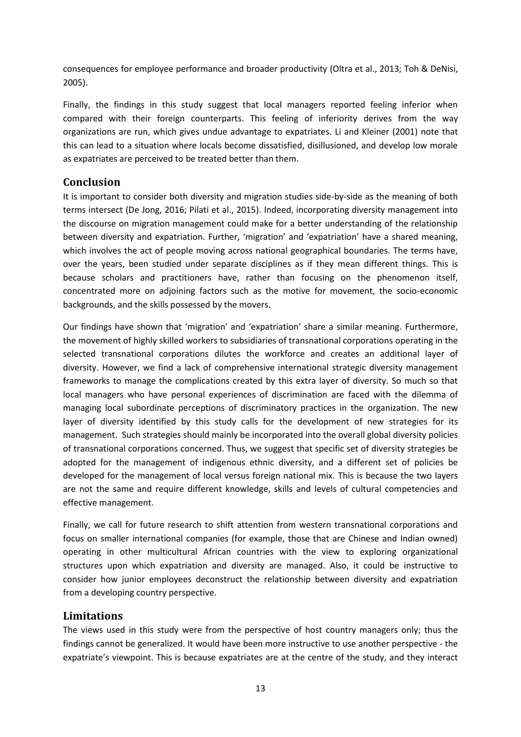consequences for employee performance and broader productivity (Oltra et al., 2013; Toh & DeNisi, 2005).

Finally, the findings in this study suggest that local managers reported feeling inferior when compared with their foreign counterparts. This feeling of inferiority derives from the way organizations are run, which gives undue advantage to expatriates. Li and Kleiner (2001) note that this can lead to a situation where locals become dissatisfied, disillusioned, and develop low morale as expatriates are perceived to be treated better than them.

## Conclusion

It is important to consider both diversity and migration studies side-by-side as the meaning of both terms intersect (De Jong, 2016; Pilati et al., 2015). Indeed, incorporating diversity management into the discourse on migration management could make for a better understanding of the relationship between diversity and expatriation. Further, 'migration' and 'expatriation' have a shared meaning, which involves the act of people moving across national geographical boundaries. The terms have, over the years, been studied under separate disciplines as if they mean different things. This is because scholars and practitioners have, rather than focusing on the phenomenon itself, concentrated more on adjoining factors such as the motive for movement, the socio-economic backgrounds, and the skills possessed by the movers.

Our findings have shown that 'migration' and 'expatriation' share a similar meaning. Furthermore, the movement of highly skilled workers to subsidiaries of transnational corporations operating in the selected transnational corporations dilutes the workforce and creates an additional layer of diversity. However, we find a lack of comprehensive international strategic diversity management frameworks to manage the complications created by this extra layer of diversity. So much so that local managers who have personal experiences of discrimination are faced with the dilemma of managing local subordinate perceptions of discriminatory practices in the organization. The new layer of diversity identified by this study calls for the development of new strategies for its management. Such strategies should mainly be incorporated into the overall global diversity policies of transnational corporations concerned. Thus, we suggest that specific set of diversity strategies be adopted for the management of indigenous ethnic diversity, and a different set of policies be developed for the management of local versus foreign national mix. This is because the two layers are not the same and require different knowledge, skills and levels of cultural competencies and effective management.

Finally, we call for future research to shift attention from western transnational corporations and focus on smaller international companies (for example, those that are Chinese and Indian owned) operating in other multicultural African countries with the view to exploring organizational structures upon which expatriation and diversity are managed. Also, it could be instructive to consider how junior employees deconstruct the relationship between diversity and expatriation from a developing country perspective.

## Limitations

The views used in this study were from the perspective of host country managers only; thus the findings cannot be generalized. It would have been more instructive to use another perspective - the expatriate's viewpoint. This is because expatriates are at the centre of the study, and they interact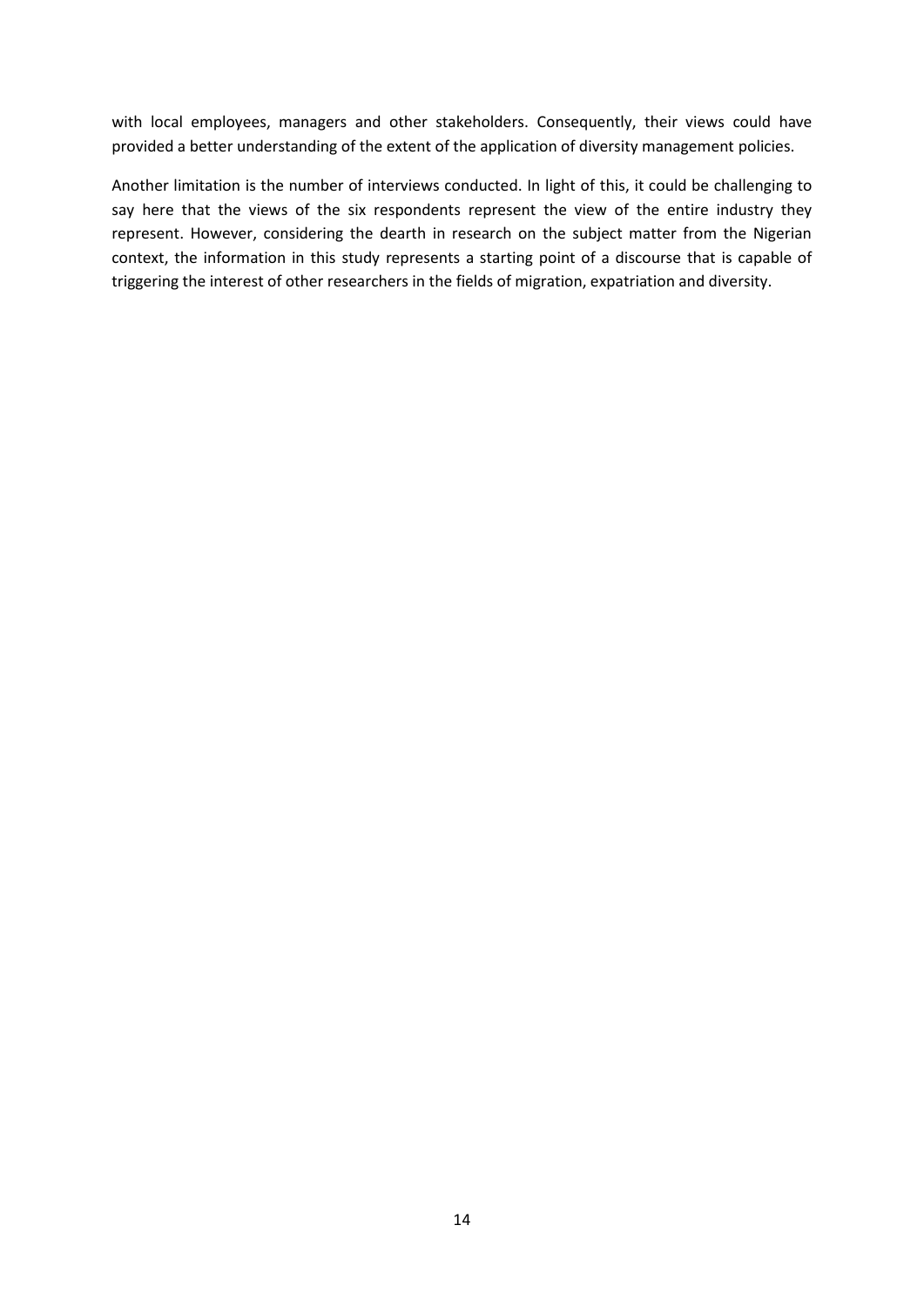with local employees, managers and other stakeholders. Consequently, their views could have provided a better understanding of the extent of the application of diversity management policies.

Another limitation is the number of interviews conducted. In light of this, it could be challenging to say here that the views of the six respondents represent the view of the entire industry they represent. However, considering the dearth in research on the subject matter from the Nigerian context, the information in this study represents a starting point of a discourse that is capable of triggering the interest of other researchers in the fields of migration, expatriation and diversity.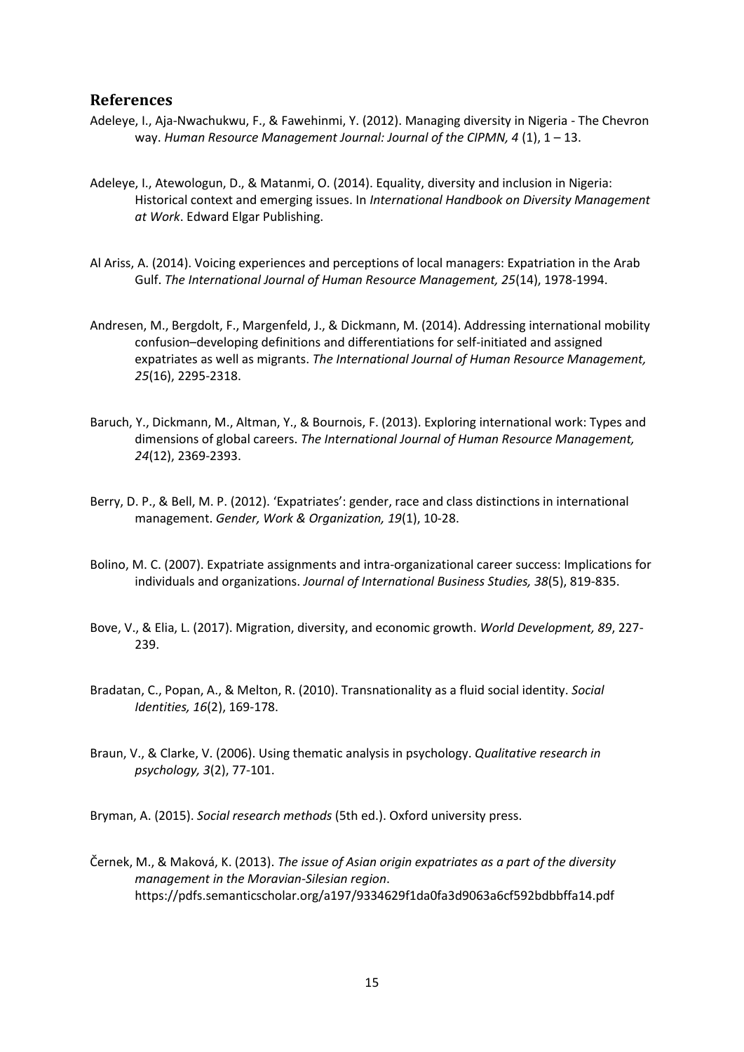## References

Adeleye, I., Aja-Nwachukwu, F., & Fawehinmi, Y. (2012). Managing diversity in Nigeria - The Chevron way. *Human Resource Management Journal: Journal of the CIPMN, 4* (1), 1 – 13.

Adeleye, I., Atewologun, D., & Matanmi, O. (2014). Equality, diversity and inclusion in Nigeria: Historical context and emerging issues. In *International Handbook on Diversity Management at Work*. Edward Elgar Publishing.

Al Ariss, A. (2014). Voicing experiences and perceptions of local managers: Expatriation in the Arab Gulf. *The International Journal of Human Resource Management, 25*(14), 1978-1994.

Andresen, M., Bergdolt, F., Margenfeld, J., & Dickmann, M. (2014). Addressing international mobility confusion–developing definitions and differentiations for self-initiated and assigned expatriates as well as migrants. *The International Journal of Human Resource Management, 25*(16), 2295-2318.

Baruch, Y., Dickmann, M., Altman, Y., & Bournois, F. (2013). Exploring international work: Types and dimensions of global careers. *The International Journal of Human Resource Management, 24*(12), 2369-2393.

Berry, D. P., & Bell, M. P. (2012). 'Expatriates': gender, race and class distinctions in international management. *Gender, Work & Organization, 19*(1), 10-28.

Bolino, M. C. (2007). Expatriate assignments and intra-organizational career success: Implications for individuals and organizations. *Journal of International Business Studies, 38*(5), 819-835.

Bove, V., & Elia, L. (2017). Migration, diversity, and economic growth. *World Development, 89*, 227-239.

Bradatan, C., Popan, A., & Melton, R. (2010). Transnationality as a fluid social identity. *Social Identities, 16*(2), 169-178.

Braun, V., & Clarke, V. (2006). Using thematic analysis in psychology. *Qualitative research in psychology, 3*(2), 77-101.

Bryman, A. (2015). *Social research methods* (5th ed.). Oxford university press.

Černek, M., & Maková, K. (2013). *The issue of Asian origin expatriates as a part of the diversity management in the Moravian-Silesian region*. https://pdfs.semanticscholar.org/a197/9334629f1da0fa3d9063a6cf592bdbbffa14.pdf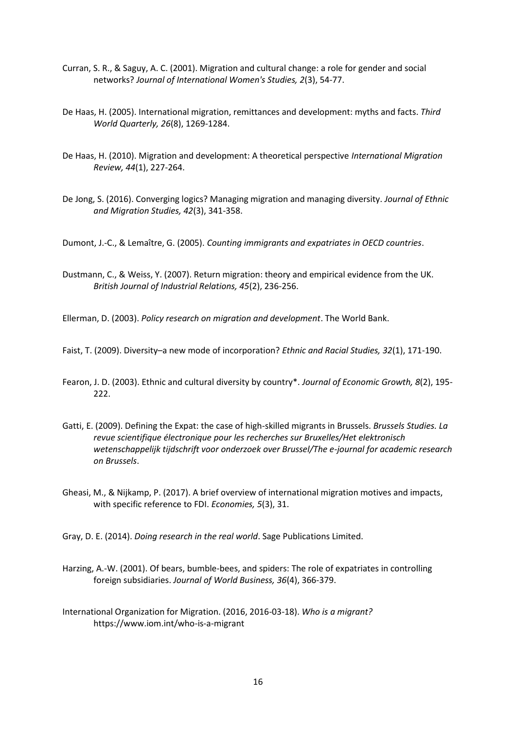Curran, S. R., & Saguy, A. C. (2001). Migration and cultural change: a role for gender and social networks? *Journal of International Women's Studies, 2*(3), 54-77.

De Haas, H. (2005). International migration, remittances and development: myths and facts. *Third World Quarterly, 26*(8), 1269-1284.

De Haas, H. (2010). Migration and development: A theoretical perspective *International Migration Review, 44*(1), 227-264.

De Jong, S. (2016). Converging logics? Managing migration and managing diversity. *Journal of Ethnic and Migration Studies, 42*(3), 341-358.

Dumont, J.-C., & Lemaître, G. (2005). *Counting immigrants and expatriates in OECD countries*.

Dustmann, C., & Weiss, Y. (2007). Return migration: theory and empirical evidence from the UK. *British Journal of Industrial Relations, 45*(2), 236-256.

Ellerman, D. (2003). *Policy research on migration and development*. The World Bank.

Faist, T. (2009). Diversity–a new mode of incorporation? *Ethnic and Racial Studies, 32*(1), 171-190.

Fearon, J. D. (2003). Ethnic and cultural diversity by country*. *Journal of Economic Growth, 8*(2), 195-222.

Gatti, E. (2009). Defining the Expat: the case of high-skilled migrants in Brussels. *Brussels Studies. La revue scientifique électronique pour les recherches sur Bruxelles/Het elektronisch wetenschappelijk tijdschrift voor onderzoek over Brussel/The e-journal for academic research on Brussels*.

Gheasi, M., & Nijkamp, P. (2017). A brief overview of international migration motives and impacts, with specific reference to FDI. *Economies, 5*(3), 31.

Gray, D. E. (2014). *Doing research in the real world*. Sage Publications Limited.

Harzing, A.-W. (2001). Of bears, bumble-bees, and spiders: The role of expatriates in controlling foreign subsidiaries. *Journal of World Business, 36*(4), 366-379.

International Organization for Migration. (2016, 2016-03-18). *Who is a migrant?* https://www.iom.int/who-is-a-migrant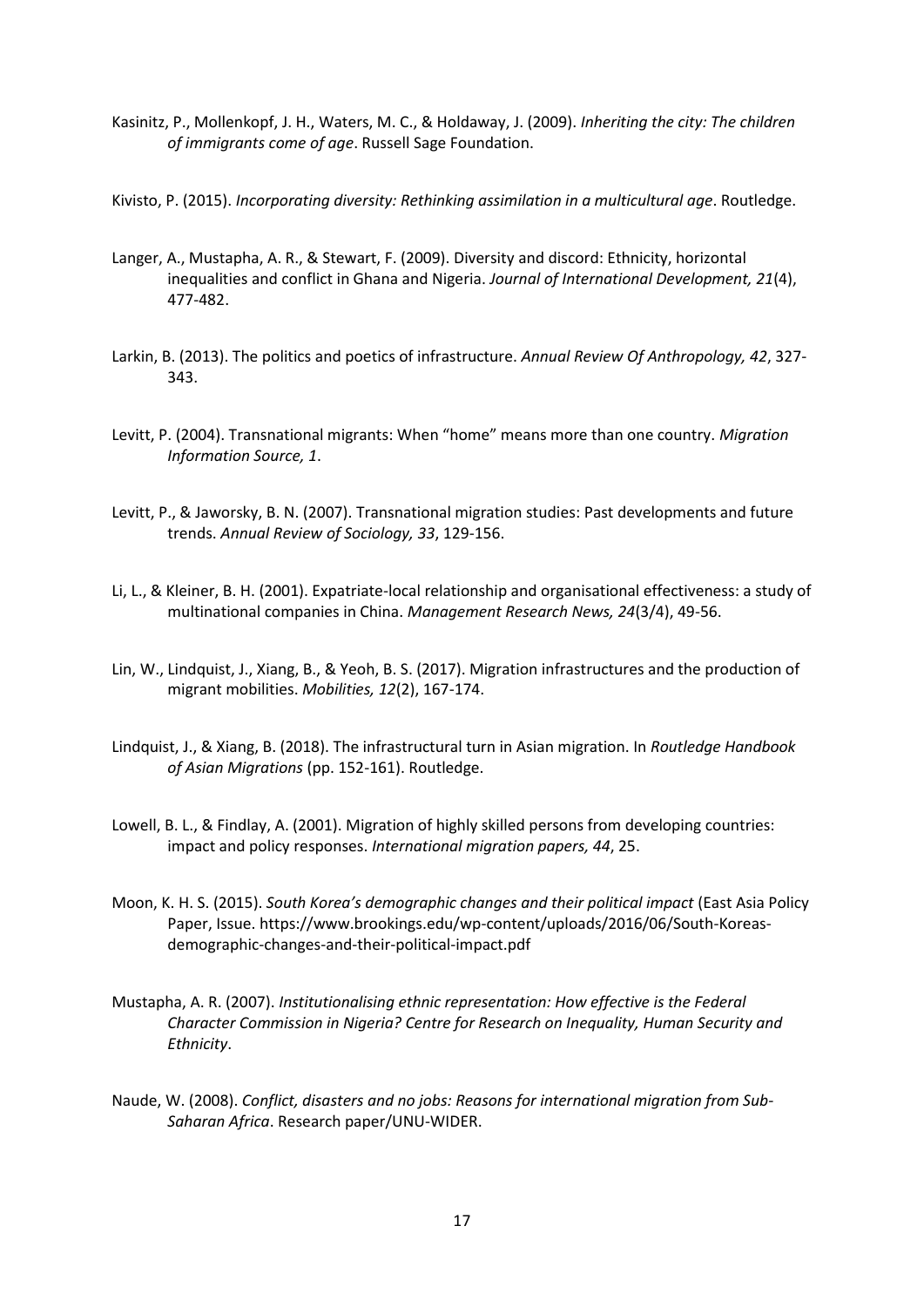Kasinitz, P., Mollenkopf, J. H., Waters, M. C., & Holdaway, J. (2009). *Inheriting the city: The children of immigrants come of age*. Russell Sage Foundation.

Kivisto, P. (2015). *Incorporating diversity: Rethinking assimilation in a multicultural age*. Routledge.

Langer, A., Mustapha, A. R., & Stewart, F. (2009). Diversity and discord: Ethnicity, horizontal inequalities and conflict in Ghana and Nigeria. *Journal of International Development, 21*(4), 477-482.

Larkin, B. (2013). The politics and poetics of infrastructure. *Annual Review Of Anthropology, 42*, 327-343.

Levitt, P. (2004). Transnational migrants: When "home" means more than one country. *Migration Information Source, 1*.

Levitt, P., & Jaworsky, B. N. (2007). Transnational migration studies: Past developments and future trends. *Annual Review of Sociology, 33*, 129-156.

Li, L., & Kleiner, B. H. (2001). Expatriate-local relationship and organisational effectiveness: a study of multinational companies in China. *Management Research News, 24*(3/4), 49-56.

Lin, W., Lindquist, J., Xiang, B., & Yeoh, B. S. (2017). Migration infrastructures and the production of migrant mobilities. *Mobilities, 12*(2), 167-174.

Lindquist, J., & Xiang, B. (2018). The infrastructural turn in Asian migration. In *Routledge Handbook of Asian Migrations* (pp. 152-161). Routledge.

Lowell, B. L., & Findlay, A. (2001). Migration of highly skilled persons from developing countries: impact and policy responses. *International migration papers, 44*, 25.

Moon, K. H. S. (2015). *South Korea's demographic changes and their political impact* (East Asia Policy Paper, Issue. https://www.brookings.edu/wp-content/uploads/2016/06/South-Koreas-demographic-changes-and-their-political-impact.pdf

Mustapha, A. R. (2007). *Institutionalising ethnic representation: How effective is the Federal Character Commission in Nigeria? Centre for Research on Inequality, Human Security and Ethnicity*.

Naude, W. (2008). *Conflict, disasters and no jobs: Reasons for international migration from Sub-Saharan Africa*. Research paper/UNU-WIDER.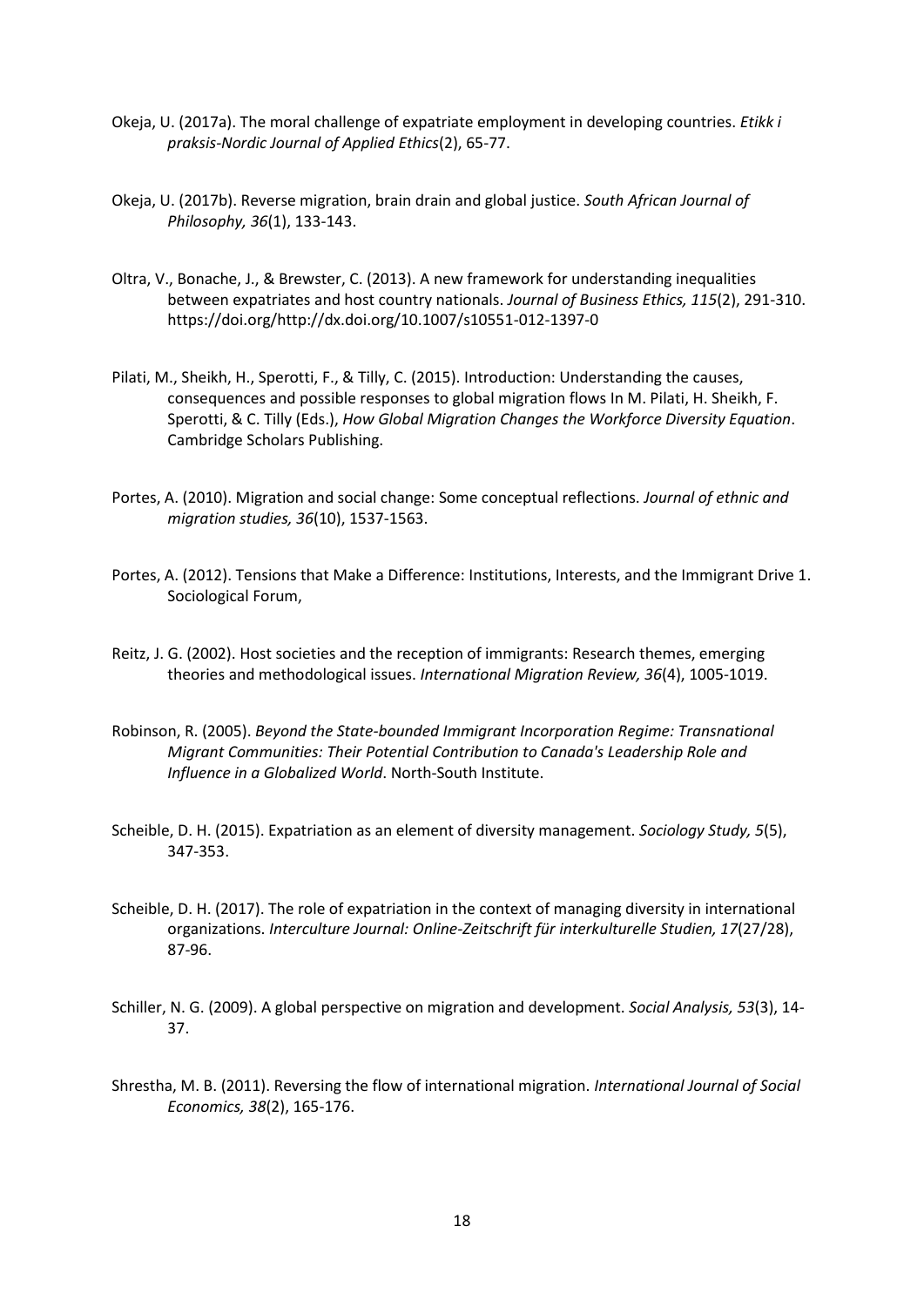Okeja, U. (2017a). The moral challenge of expatriate employment in developing countries. *Etikk i praksis-Nordic Journal of Applied Ethics*(2), 65-77.

Okeja, U. (2017b). Reverse migration, brain drain and global justice. *South African Journal of Philosophy, 36*(1), 133-143.

Oltra, V., Bonache, J., & Brewster, C. (2013). A new framework for understanding inequalities between expatriates and host country nationals. *Journal of Business Ethics, 115*(2), 291-310. https://doi.org/http://dx.doi.org/10.1007/s10551-012-1397-0

Pilati, M., Sheikh, H., Sperotti, F., & Tilly, C. (2015). Introduction: Understanding the causes, consequences and possible responses to global migration flows In M. Pilati, H. Sheikh, F. Sperotti, & C. Tilly (Eds.), *How Global Migration Changes the Workforce Diversity Equation*. Cambridge Scholars Publishing.

Portes, A. (2010). Migration and social change: Some conceptual reflections. *Journal of ethnic and migration studies, 36*(10), 1537-1563.

Portes, A. (2012). Tensions that Make a Difference: Institutions, Interests, and the Immigrant Drive 1. Sociological Forum,

Reitz, J. G. (2002). Host societies and the reception of immigrants: Research themes, emerging theories and methodological issues. *International Migration Review, 36*(4), 1005-1019.

Robinson, R. (2005). *Beyond the State-bounded Immigrant Incorporation Regime: Transnational Migrant Communities: Their Potential Contribution to Canada's Leadership Role and Influence in a Globalized World*. North-South Institute.

Scheible, D. H. (2015). Expatriation as an element of diversity management. *Sociology Study, 5*(5), 347-353.

Scheible, D. H. (2017). The role of expatriation in the context of managing diversity in international organizations. *Interculture Journal: Online-Zeitschrift für interkulturelle Studien, 17*(27/28), 87-96.

Schiller, N. G. (2009). A global perspective on migration and development. *Social Analysis, 53*(3), 14-37.

Shrestha, M. B. (2011). Reversing the flow of international migration. *International Journal of Social Economics, 38*(2), 165-176.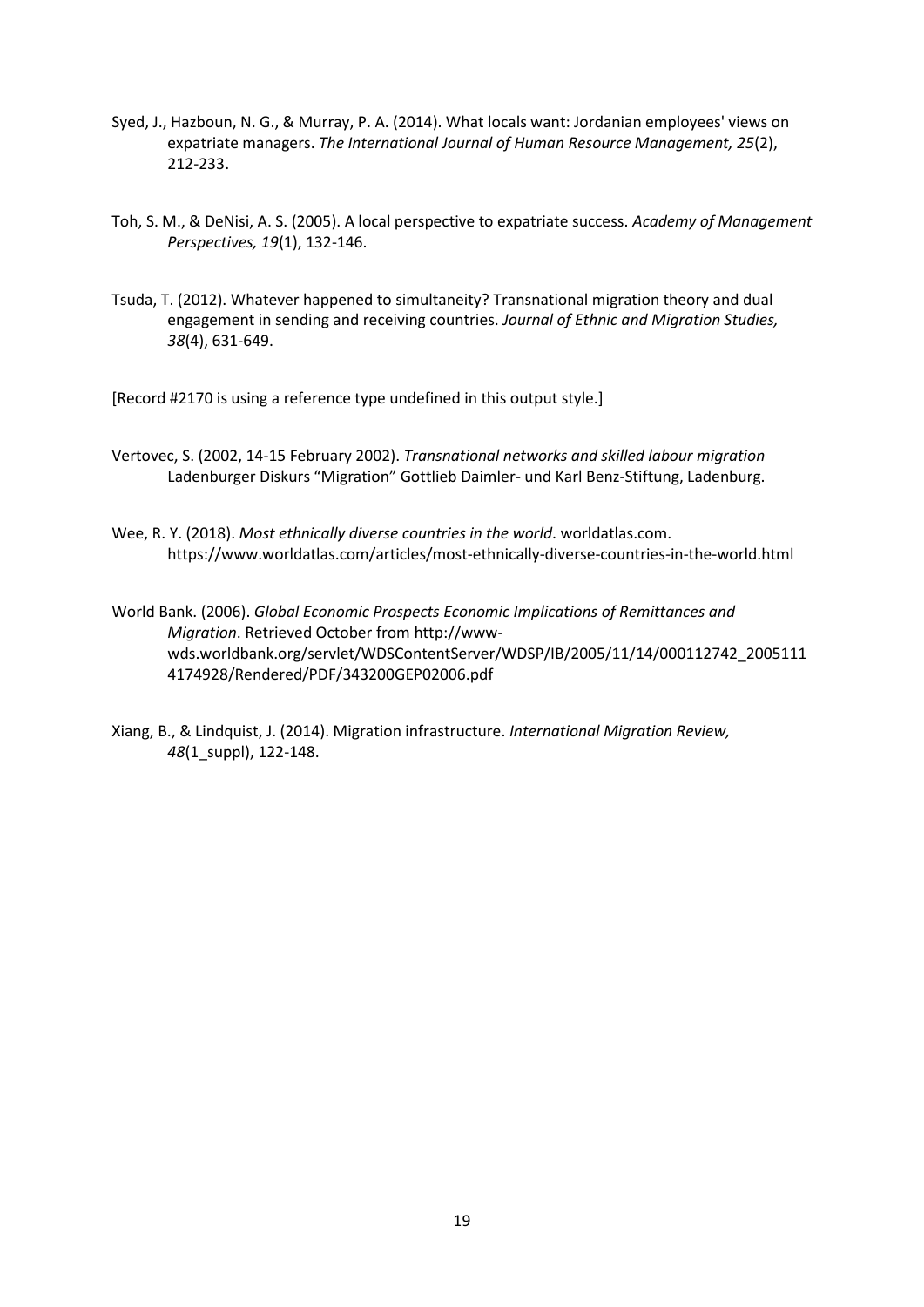Syed, J., Hazboun, N. G., & Murray, P. A. (2014). What locals want: Jordanian employees' views on expatriate managers. *The International Journal of Human Resource Management, 25*(2), 212-233.

Toh, S. M., & DeNisi, A. S. (2005). A local perspective to expatriate success. *Academy of Management Perspectives, 19*(1), 132-146.

Tsuda, T. (2012). Whatever happened to simultaneity? Transnational migration theory and dual engagement in sending and receiving countries. *Journal of Ethnic and Migration Studies, 38*(4), 631-649.

[Record #2170 is using a reference type undefined in this output style.]

Vertovec, S. (2002, 14-15 February 2002). *Transnational networks and skilled labour migration* Ladenburger Diskurs "Migration" Gottlieb Daimler- und Karl Benz-Stiftung, Ladenburg.

Wee, R. Y. (2018). *Most ethnically diverse countries in the world*. worldatlas.com. https://www.worldatlas.com/articles/most-ethnically-diverse-countries-in-the-world.html

World Bank. (2006). *Global Economic Prospects Economic Implications of Remittances and Migration*. Retrieved October from http://www-wds.worldbank.org/servlet/WDSContentServer/WDSP/IB/2005/11/14/000112742_20051114174928/Rendered/PDF/343200GEP02006.pdf

Xiang, B., & Lindquist, J. (2014). Migration infrastructure. *International Migration Review, 48*(1_suppl), 122-148.